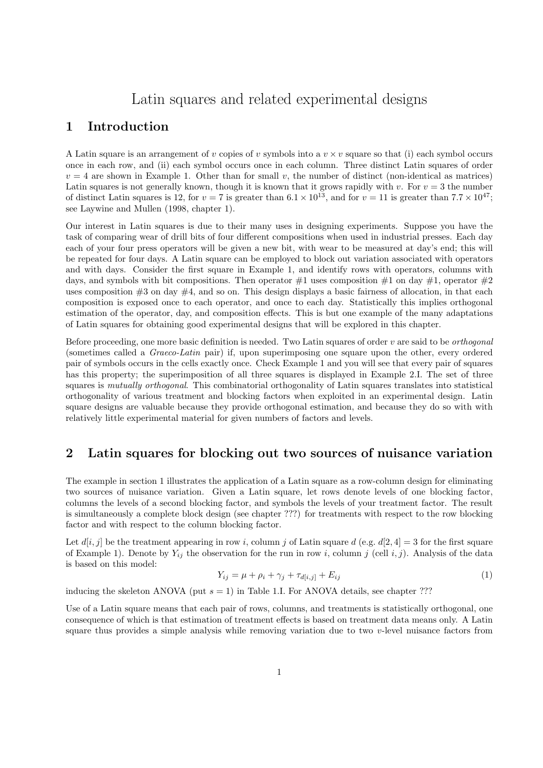# Latin squares and related experimental designs

## 1 Introduction

A Latin square is an arrangement of $v$ copies of $v$ symbols into a $v \times v$ square so that (i) each symbol occurs once in each row, and (ii) each symbol occurs once in each column. Three distinct Latin squares of order $v = 4$ are shown in Example 1. Other than for small $v$, the number of distinct (non-identical as matrices) Latin squares is not generally known, though it is known that it grows rapidly with $v$. For $v = 3$ the number of distinct Latin squares is 12, for $v = 7$ is greater than $6.1 \times 10^{13}$, and for $v = 11$ is greater than $7.7 \times 10^{47}$; see Laywine and Mullen (1998, chapter 1).

Our interest in Latin squares is due to their many uses in designing experiments. Suppose you have the task of comparing wear of drill bits of four different compositions when used in industrial presses. Each day each of your four press operators will be given a new bit, with wear to be measured at day's end; this will be repeated for four days. A Latin square can be employed to block out variation associated with operators and with days. Consider the first square in Example 1, and identify rows with operators, columns with days, and symbols with bit compositions. Then operator #1 uses composition #1 on day #1, operator #2 uses composition #3 on day #4, and so on. This design displays a basic fairness of allocation, in that each composition is exposed once to each operator, and once to each day. Statistically this implies orthogonal estimation of the operator, day, and composition effects. This is but one example of the many adaptations of Latin squares for obtaining good experimental designs that will be explored in this chapter.

Before proceeding, one more basic definition is needed. Two Latin squares of order $v$ are said to be *orthogonal* (sometimes called a *Graeco-Latin* pair) if, upon superimposing one square upon the other, every ordered pair of symbols occurs in the cells exactly once. Check Example 1 and you will see that every pair of squares has this property; the superimposition of all three squares is displayed in Example 2.I. The set of three squares is *mutually orthogonal*. This combinatorial orthogonality of Latin squares translates into statistical orthogonality of various treatment and blocking factors when exploited in an experimental design. Latin square designs are valuable because they provide orthogonal estimation, and because they do so with with relatively little experimental material for given numbers of factors and levels.

## 2 Latin squares for blocking out two sources of nuisance variation

The example in section 1 illustrates the application of a Latin square as a row-column design for eliminating two sources of nuisance variation. Given a Latin square, let rows denote levels of one blocking factor, columns the levels of a second blocking factor, and symbols the levels of your treatment factor. The result is simultaneously a complete block design (see chapter ???) for treatments with respect to the row blocking factor and with respect to the column blocking factor.

Let $d[i, j]$ be the treatment appearing in row $i$, column $j$ of Latin square $d$ (e.g. $d[2, 4] = 3$ for the first square of Example 1). Denote by $Y_{ij}$ the observation for the run in row $i$, column $j$ (cell $i, j$). Analysis of the data is based on this model:

$$Y_{ij} = \mu + \rho_i + \gamma_j + \tau_{d[i,j]} + E_{ij} \tag{1}$$

inducing the skeleton ANOVA (put $s = 1$) in Table 1.I. For ANOVA details, see chapter ???

Use of a Latin square means that each pair of rows, columns, and treatments is statistically orthogonal, one consequence of which is that estimation of treatment effects is based on treatment data means only. A Latin square thus provides a simple analysis while removing variation due to two $v$-level nuisance factors from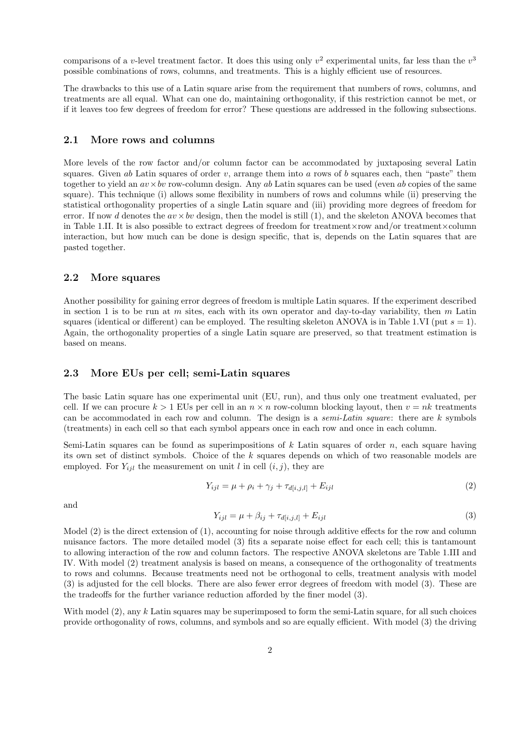comparisons of a $v$-level treatment factor. It does this using only $v^2$ experimental units, far less than the $v^3$ possible combinations of rows, columns, and treatments. This is a highly efficient use of resources.

The drawbacks to this use of a Latin square arise from the requirement that numbers of rows, columns, and treatments are all equal. What can one do, maintaining orthogonality, if this restriction cannot be met, or if it leaves too few degrees of freedom for error? These questions are addressed in the following subsections.

## 2.1 More rows and columns

More levels of the row factor and/or column factor can be accommodated by juxtaposing several Latin squares. Given $ab$ Latin squares of order $v$, arrange them into $a$ rows of $b$ squares each, then "paste" them together to yield an $av \times bv$ row-column design. Any $ab$ Latin squares can be used (even $ab$ copies of the same square). This technique (i) allows some flexibility in numbers of rows and columns while (ii) preserving the statistical orthogonality properties of a single Latin square and (iii) providing more degrees of freedom for error. If now $d$ denotes the $av \times bv$ design, then the model is still (1), and the skeleton ANOVA becomes that in Table 1.II. It is also possible to extract degrees of freedom for treatment×row and/or treatment×column interaction, but how much can be done is design specific, that is, depends on the Latin squares that are pasted together.

## 2.2 More squares

Another possibility for gaining error degrees of freedom is multiple Latin squares. If the experiment described in section 1 is to be run at $m$ sites, each with its own operator and day-to-day variability, then $m$ Latin squares (identical or different) can be employed. The resulting skeleton ANOVA is in Table 1.VI (put $s = 1$). Again, the orthogonality properties of a single Latin square are preserved, so that treatment estimation is based on means.

## 2.3 More EUs per cell; semi-Latin squares

The basic Latin square has one experimental unit (EU, run), and thus only one treatment evaluated, per cell. If we can procure $k > 1$ EUs per cell in an $n \times n$ row-column blocking layout, then $v = nk$ treatments can be accommodated in each row and column. The design is a *semi-Latin square*: there are $k$ symbols (treatments) in each cell so that each symbol appears once in each row and once in each column.

Semi-Latin squares can be found as superimpositions of $k$ Latin squares of order $n$, each square having its own set of distinct symbols. Choice of the $k$ squares depends on which of two reasonable models are employed. For $Y_{ijl}$ the measurement on unit $l$ in cell $(i, j)$, they are

$$Y_{ijl} = \mu + \rho_i + \gamma_j + \tau_{d[i,j,l]} + E_{ijl} \tag{2}$$

and

$$Y_{ijl} = \mu + \beta_{ij} + \tau_{d[i,j,l]} + E_{ijl} \tag{3}$$

Model (2) is the direct extension of (1), accounting for noise through additive effects for the row and column nuisance factors. The more detailed model (3) fits a separate noise effect for each cell; this is tantamount to allowing interaction of the row and column factors. The respective ANOVA skeletons are Table 1.III and IV. With model (2) treatment analysis is based on means, a consequence of the orthogonality of treatments to rows and columns. Because treatments need not be orthogonal to cells, treatment analysis with model (3) is adjusted for the cell blocks. There are also fewer error degrees of freedom with model (3). These are the tradeoffs for the further variance reduction afforded by the finer model (3).

With model (2), any $k$ Latin squares may be superimposed to form the semi-Latin square, for all such choices provide orthogonality of rows, columns, and symbols and so are equally efficient. With model (3) the driving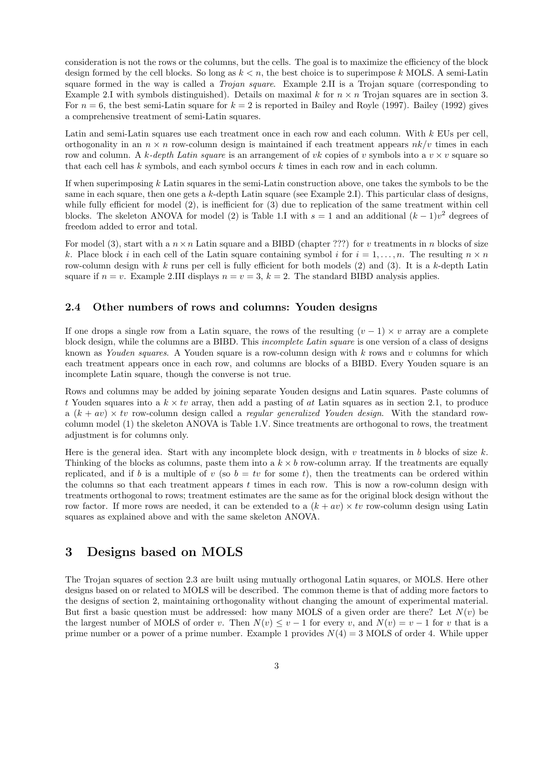consideration is not the rows or the columns, but the cells. The goal is to maximize the efficiency of the block design formed by the cell blocks. So long as $k < n$, the best choice is to superimpose $k$ MOLS. A semi-Latin square formed in the way is called a *Trojan square*. Example 2.II is a Trojan square (corresponding to Example 2.I with symbols distinguished). Details on maximal $k$ for $n \times n$ Trojan squares are in section 3. For $n = 6$, the best semi-Latin square for $k = 2$ is reported in Bailey and Royle (1997). Bailey (1992) gives a comprehensive treatment of semi-Latin squares.

Latin and semi-Latin squares use each treatment once in each row and each column. With $k$ EUs per cell, orthogonality in an $n \times n$ row-column design is maintained if each treatment appears $nk/v$ times in each row and column. A *k-depth Latin square* is an arrangement of $vk$ copies of $v$ symbols into a $v \times v$ square so that each cell has $k$ symbols, and each symbol occurs $k$ times in each row and in each column.

If when superimposing $k$ Latin squares in the semi-Latin construction above, one takes the symbols to be the same in each square, then one gets a $k$-depth Latin square (see Example 2.I). This particular class of designs, while fully efficient for model (2), is inefficient for (3) due to replication of the same treatment within cell blocks. The skeleton ANOVA for model (2) is Table 1.I with $s = 1$ and an additional $(k-1)v^2$ degrees of freedom added to error and total.

For model (3), start with a $n \times n$ Latin square and a BIBD (chapter ???) for $v$ treatments in $n$ blocks of size $k$. Place block $i$ in each cell of the Latin square containing symbol $i$ for $i = 1, \ldots, n$. The resulting $n \times n$ row-column design with $k$ runs per cell is fully efficient for both models (2) and (3). It is a $k$-depth Latin square if $n = v$. Example 2.III displays $n = v = 3$, $k = 2$. The standard BIBD analysis applies.

### 2.4 Other numbers of rows and columns: Youden designs

If one drops a single row from a Latin square, the rows of the resulting $(v-1) \times v$ array are a complete block design, while the columns are a BIBD. This *incomplete Latin square* is one version of a class of designs known as *Youden squares*. A Youden square is a row-column design with $k$ rows and $v$ columns for which each treatment appears once in each row, and columns are blocks of a BIBD. Every Youden square is an incomplete Latin square, though the converse is not true.

Rows and columns may be added by joining separate Youden designs and Latin squares. Paste columns of $t$ Youden squares into a $k \times tv$ array, then add a pasting of *at* Latin squares as in section 2.1, to produce a $(k + av) \times tv$ row-column design called a *regular generalized Youden design*. With the standard row-column model (1) the skeleton ANOVA is Table 1.V. Since treatments are orthogonal to rows, the treatment adjustment is for columns only.

Here is the general idea. Start with any incomplete block design, with $v$ treatments in $b$ blocks of size $k$. Thinking of the blocks as columns, paste them into a $k \times b$ row-column array. If the treatments are equally replicated, and if $b$ is a multiple of $v$ (so $b = tv$ for some $t$), then the treatments can be ordered within the columns so that each treatment appears $t$ times in each row. This is now a row-column design with treatments orthogonal to rows; treatment estimates are the same as for the original block design without the row factor. If more rows are needed, it can be extended to a $(k + av) \times tv$ row-column design using Latin squares as explained above and with the same skeleton ANOVA.

## 3 Designs based on MOLS

The Trojan squares of section 2.3 are built using mutually orthogonal Latin squares, or MOLS. Here other designs based on or related to MOLS will be described. The common theme is that of adding more factors to the designs of section 2, maintaining orthogonality without changing the amount of experimental material. But first a basic question must be addressed: how many MOLS of a given order are there? Let $N(v)$ be the largest number of MOLS of order $v$. Then $N(v) \leq v - 1$ for every $v$, and $N(v) = v - 1$ for $v$ that is a prime number or a power of a prime number. Example 1 provides $N(4) = 3$ MOLS of order 4. While upper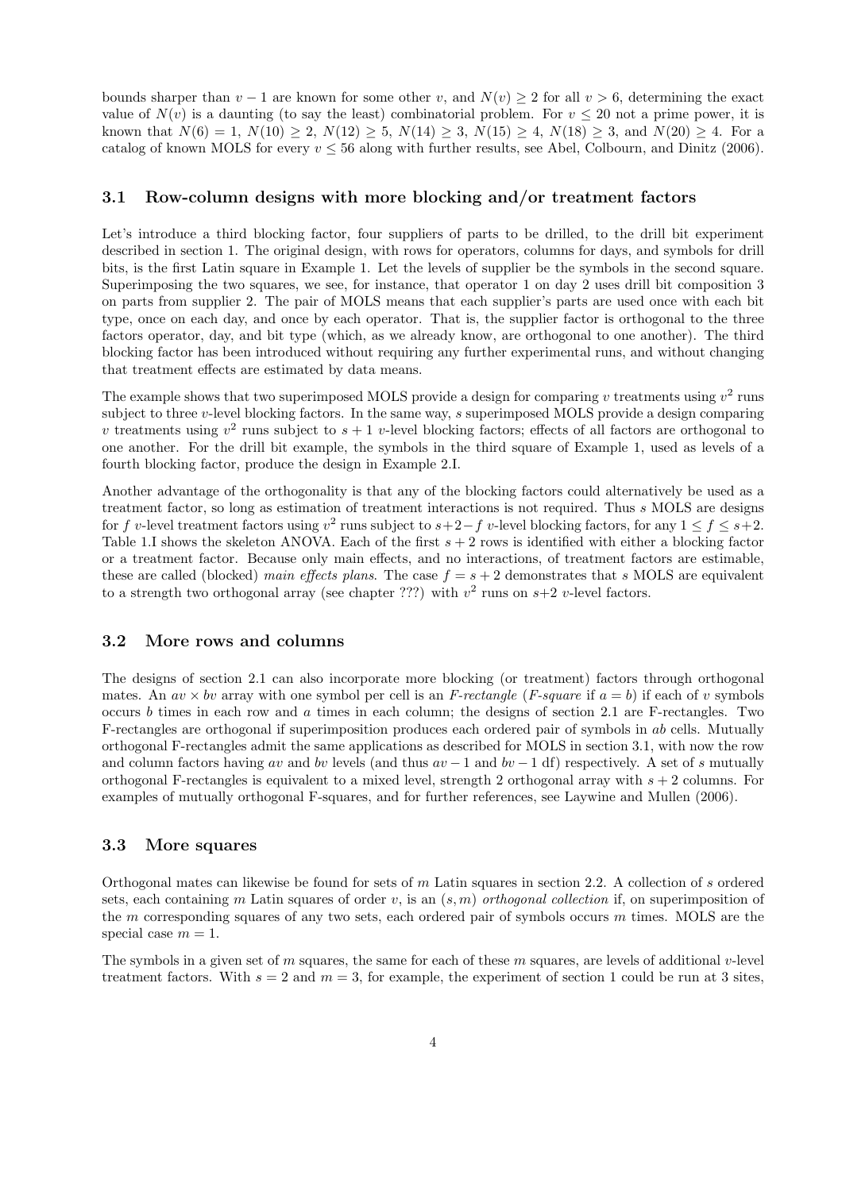bounds sharper than $v-1$ are known for some other $v$, and $N(v) \geq 2$ for all $v > 6$, determining the exact value of $N(v)$ is a daunting (to say the least) combinatorial problem. For $v \leq 20$ not a prime power, it is known that $N(6) = 1$, $N(10) \geq 2$, $N(12) \geq 5$, $N(14) \geq 3$, $N(15) \geq 4$, $N(18) \geq 3$, and $N(20) \geq 4$. For a catalog of known MOLS for every $v \leq 56$ along with further results, see Abel, Colbourn, and Dinitz (2006).

### 3.1 Row-column designs with more blocking and/or treatment factors

Let's introduce a third blocking factor, four suppliers of parts to be drilled, to the drill bit experiment described in section 1. The original design, with rows for operators, columns for days, and symbols for drill bits, is the first Latin square in Example 1. Let the levels of supplier be the symbols in the second square. Superimposing the two squares, we see, for instance, that operator 1 on day 2 uses drill bit composition 3 on parts from supplier 2. The pair of MOLS means that each supplier's parts are used once with each bit type, once on each day, and once by each operator. That is, the supplier factor is orthogonal to the three factors operator, day, and bit type (which, as we already know, are orthogonal to one another). The third blocking factor has been introduced without requiring any further experimental runs, and without changing that treatment effects are estimated by data means.

The example shows that two superimposed MOLS provide a design for comparing $v$ treatments using $v^2$ runs subject to three $v$-level blocking factors. In the same way, $s$ superimposed MOLS provide a design comparing $v$ treatments using $v^2$ runs subject to $s+1$ $v$-level blocking factors; effects of all factors are orthogonal to one another. For the drill bit example, the symbols in the third square of Example 1, used as levels of a fourth blocking factor, produce the design in Example 2.I.

Another advantage of the orthogonality is that any of the blocking factors could alternatively be used as a treatment factor, so long as estimation of treatment interactions is not required. Thus $s$ MOLS are designs for $f$ $v$-level treatment factors using $v^2$ runs subject to $s+2-f$ $v$-level blocking factors, for any $1 \leq f \leq s+2$. Table 1.I shows the skeleton ANOVA. Each of the first $s+2$ rows is identified with either a blocking factor or a treatment factor. Because only main effects, and no interactions, of treatment factors are estimable, these are called (blocked) *main effects plans*. The case $f = s+2$ demonstrates that $s$ MOLS are equivalent to a strength two orthogonal array (see chapter ???) with $v^2$ runs on $s+2$ $v$-level factors.

### 3.2 More rows and columns

The designs of section 2.1 can also incorporate more blocking (or treatment) factors through orthogonal mates. An $av \times bv$ array with one symbol per cell is an *F-rectangle* (*F-square* if $a = b$) if each of $v$ symbols occurs $b$ times in each row and $a$ times in each column; the designs of section 2.1 are F-rectangles. Two F-rectangles are orthogonal if superimposition produces each ordered pair of symbols in $ab$ cells. Mutually orthogonal F-rectangles admit the same applications as described for MOLS in section 3.1, with now the row and column factors having $av$ and $bv$ levels (and thus $av-1$ and $bv-1$ df) respectively. A set of $s$ mutually orthogonal F-rectangles is equivalent to a mixed level, strength 2 orthogonal array with $s+2$ columns. For examples of mutually orthogonal F-squares, and for further references, see Laywine and Mullen (2006).

### 3.3 More squares

Orthogonal mates can likewise be found for sets of $m$ Latin squares in section 2.2. A collection of $s$ ordered sets, each containing $m$ Latin squares of order $v$, is an $(s, m)$ *orthogonal collection* if, on superimposition of the $m$ corresponding squares of any two sets, each ordered pair of symbols occurs $m$ times. MOLS are the special case $m = 1$.

The symbols in a given set of $m$ squares, the same for each of these $m$ squares, are levels of additional $v$-level treatment factors. With $s = 2$ and $m = 3$, for example, the experiment of section 1 could be run at 3 sites,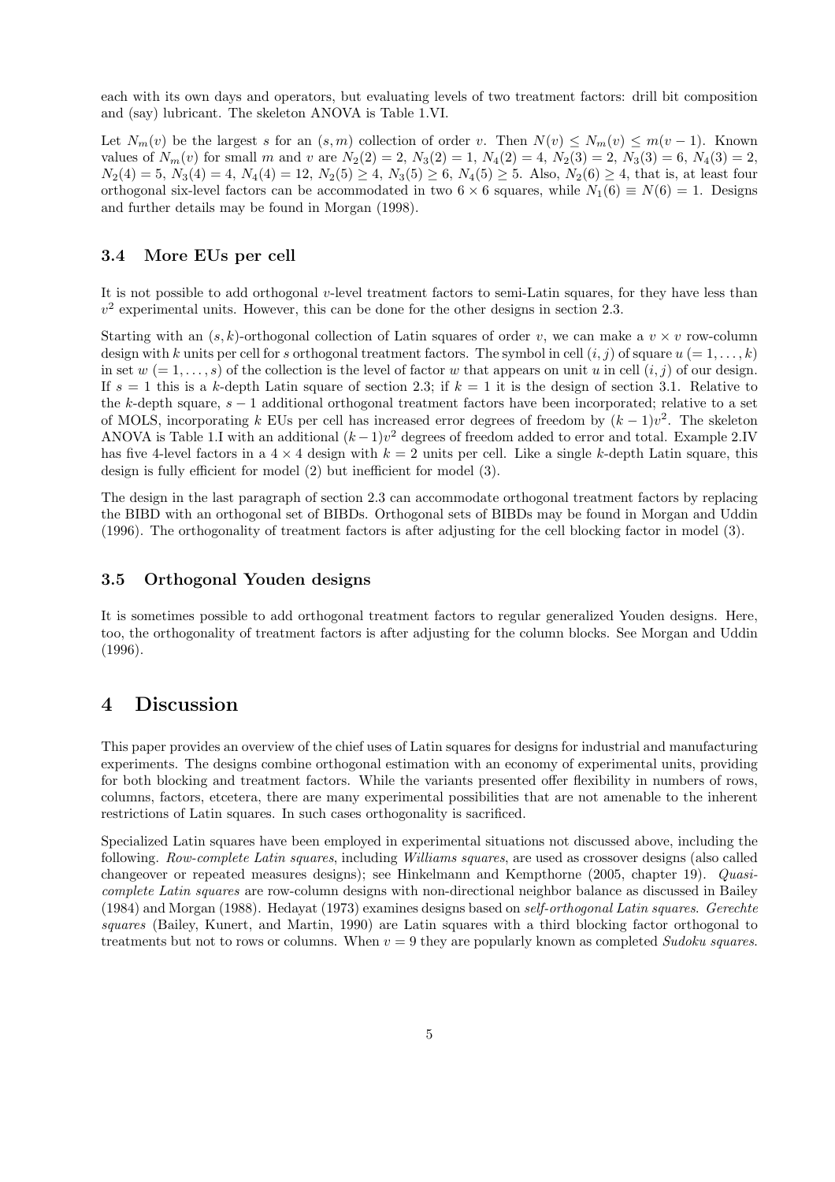each with its own days and operators, but evaluating levels of two treatment factors: drill bit composition and (say) lubricant. The skeleton ANOVA is Table 1.VI.

Let $N_m(v)$ be the largest $s$ for an $(s, m)$ collection of order $v$. Then $N(v) \leq N_m(v) \leq m(v-1)$. Known values of $N_m(v)$ for small $m$ and $v$ are $N_2(2) = 2$, $N_3(2) = 1$, $N_4(2) = 4$, $N_2(3) = 2$, $N_3(3) = 6$, $N_4(3) = 2$, $N_2(4) = 5$, $N_3(4) = 4$, $N_4(4) = 12$, $N_2(5) \geq 4$, $N_3(5) \geq 6$, $N_4(5) \geq 5$. Also, $N_2(6) \geq 4$, that is, at least four orthogonal six-level factors can be accommodated in two $6 \times 6$ squares, while $N_1(6) \equiv N(6) = 1$. Designs and further details may be found in Morgan (1998).

### 3.4 More EUs per cell

It is not possible to add orthogonal $v$-level treatment factors to semi-Latin squares, for they have less than $v^2$ experimental units. However, this can be done for the other designs in section 2.3.

Starting with an $(s, k)$-orthogonal collection of Latin squares of order $v$, we can make a $v \times v$ row-column design with $k$ units per cell for $s$ orthogonal treatment factors. The symbol in cell $(i, j)$ of square $u$ $(= 1, \ldots, k)$ in set $w$ $(= 1, \ldots, s)$ of the collection is the level of factor $w$ that appears on unit $u$ in cell $(i, j)$ of our design. If $s = 1$ this is a $k$-depth Latin square of section 2.3; if $k = 1$ it is the design of section 3.1. Relative to the $k$-depth square, $s - 1$ additional orthogonal treatment factors have been incorporated; relative to a set of MOLS, incorporating $k$ EUs per cell has increased error degrees of freedom by $(k-1)v^2$. The skeleton ANOVA is Table 1.I with an additional $(k-1)v^2$ degrees of freedom added to error and total. Example 2.IV has five 4-level factors in a $4 \times 4$ design with $k = 2$ units per cell. Like a single $k$-depth Latin square, this design is fully efficient for model (2) but inefficient for model (3).

The design in the last paragraph of section 2.3 can accommodate orthogonal treatment factors by replacing the BIBD with an orthogonal set of BIBDs. Orthogonal sets of BIBDs may be found in Morgan and Uddin (1996). The orthogonality of treatment factors is after adjusting for the cell blocking factor in model (3).

### 3.5 Orthogonal Youden designs

It is sometimes possible to add orthogonal treatment factors to regular generalized Youden designs. Here, too, the orthogonality of treatment factors is after adjusting for the column blocks. See Morgan and Uddin (1996).

## 4 Discussion

This paper provides an overview of the chief uses of Latin squares for designs for industrial and manufacturing experiments. The designs combine orthogonal estimation with an economy of experimental units, providing for both blocking and treatment factors. While the variants presented offer flexibility in numbers of rows, columns, factors, etcetera, there are many experimental possibilities that are not amenable to the inherent restrictions of Latin squares. In such cases orthogonality is sacrificed.

Specialized Latin squares have been employed in experimental situations not discussed above, including the following. *Row-complete Latin squares*, including *Williams squares*, are used as crossover designs (also called changeover or repeated measures designs); see Hinkelmann and Kempthorne (2005, chapter 19). *Quasi-complete Latin squares* are row-column designs with non-directional neighbor balance as discussed in Bailey (1984) and Morgan (1988). Hedayat (1973) examines designs based on *self-orthogonal Latin squares*. *Gerechte squares* (Bailey, Kunert, and Martin, 1990) are Latin squares with a third blocking factor orthogonal to treatments but not to rows or columns. When $v = 9$ they are popularly known as completed *Sudoku squares*.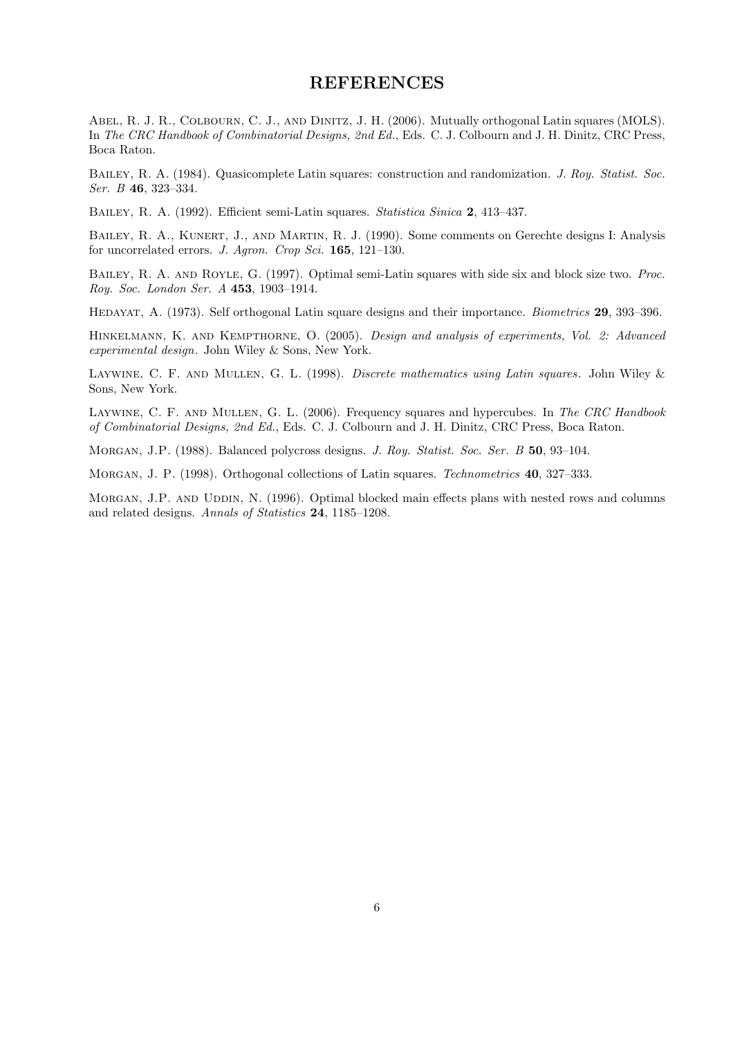# REFERENCES

Abel, R. J. R., Colbourn, C. J., and Dinitz, J. H. (2006). Mutually orthogonal Latin squares (MOLS). In *The CRC Handbook of Combinatorial Designs, 2nd Ed.*, Eds. C. J. Colbourn and J. H. Dinitz, CRC Press, Boca Raton.

Bailey, R. A. (1984). Quasicomplete Latin squares: construction and randomization. *J. Roy. Statist. Soc. Ser. B* **46**, 323–334.

Bailey, R. A. (1992). Efficient semi-Latin squares. *Statistica Sinica* **2**, 413–437.

Bailey, R. A., Kunert, J., and Martin, R. J. (1990). Some comments on Gerechte designs I: Analysis for uncorrelated errors. *J. Agron. Crop Sci.* **165**, 121–130.

Bailey, R. A. and Royle, G. (1997). Optimal semi-Latin squares with side six and block size two. *Proc. Roy. Soc. London Ser. A* **453**, 1903–1914.

Hedayat, A. (1973). Self orthogonal Latin square designs and their importance. *Biometrics* **29**, 393–396.

Hinkelmann, K. and Kempthorne, O. (2005). *Design and analysis of experiments, Vol. 2: Advanced experimental design*. John Wiley & Sons, New York.

Laywine, C. F. and Mullen, G. L. (1998). *Discrete mathematics using Latin squares*. John Wiley & Sons, New York.

Laywine, C. F. and Mullen, G. L. (2006). Frequency squares and hypercubes. In *The CRC Handbook of Combinatorial Designs, 2nd Ed.*, Eds. C. J. Colbourn and J. H. Dinitz, CRC Press, Boca Raton.

Morgan, J.P. (1988). Balanced polycross designs. *J. Roy. Statist. Soc. Ser. B* **50**, 93–104.

Morgan, J. P. (1998). Orthogonal collections of Latin squares. *Technometrics* **40**, 327–333.

Morgan, J.P. and Uddin, N. (1996). Optimal blocked main effects plans with nested rows and columns and related designs. *Annals of Statistics* **24**, 1185–1208.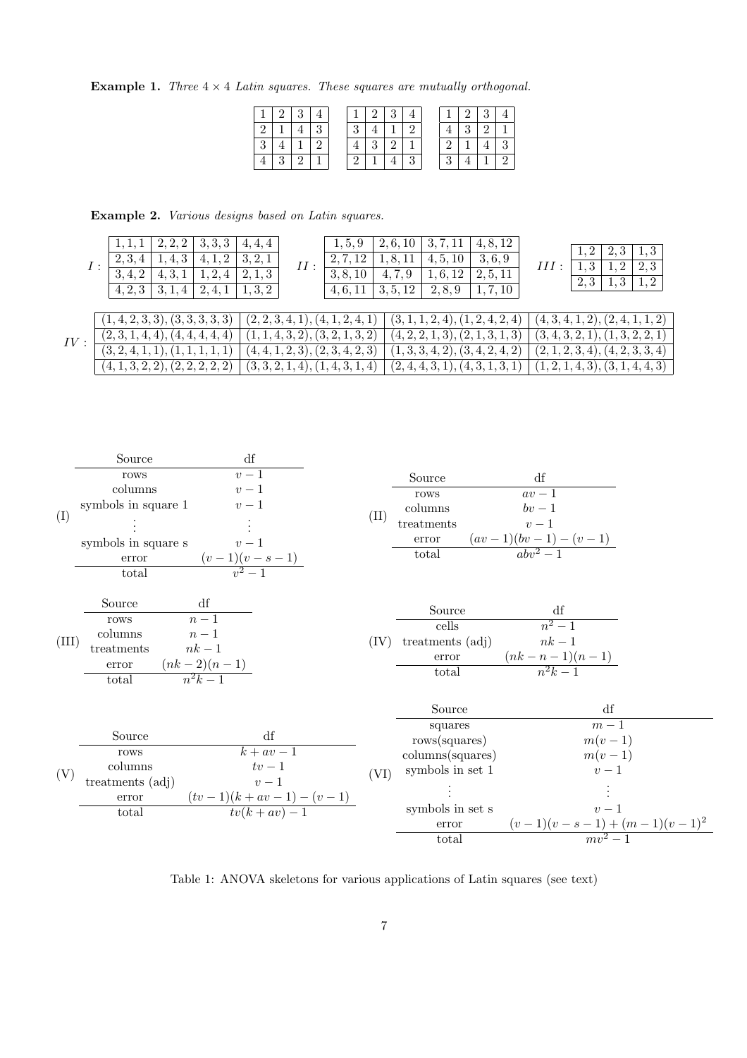**Example 1.** *Three $4 \times 4$ Latin squares. These squares are mutually orthogonal.*

| | | | |
|---|---|---|---|
| 1 | 2 | 3 | 4 |
| 2 | 1 | 4 | 3 |
| 3 | 4 | 1 | 2 |
| 4 | 3 | 2 | 1 |

| | | | |
|---|---|---|---|
| 1 | 2 | 3 | 4 |
| 3 | 4 | 1 | 2 |
| 4 | 3 | 2 | 1 |
| 2 | 1 | 4 | 3 |

| | | | |
|---|---|---|---|
| 1 | 2 | 3 | 4 |
| 4 | 3 | 2 | 1 |
| 2 | 1 | 4 | 3 |
| 3 | 4 | 1 | 2 |

**Example 2.** *Various designs based on Latin squares.*

$I$ :

| | | | |
|---|---|---|---|
| 1, 1, 1 | 2, 2, 2 | 3, 3, 3 | 4, 4, 4 |
| 2, 3, 4 | 1, 4, 3 | 4, 1, 2 | 3, 2, 1 |
| 3, 4, 2 | 4, 3, 1 | 1, 2, 4 | 2, 1, 3 |
| 4, 2, 3 | 3, 1, 4 | 2, 4, 1 | 1, 3, 2 |

$II$ :

| | | | |
|---|---|---|---|
| 1, 5, 9 | 2, 6, 10 | 3, 7, 11 | 4, 8, 12 |
| 2, 7, 12 | 1, 8, 11 | 4, 5, 10 | 3, 6, 9 |
| 3, 8, 10 | 4, 7, 9 | 1, 6, 12 | 2, 5, 11 |
| 4, 6, 11 | 3, 5, 12 | 2, 8, 9 | 1, 7, 10 |

$III$ :

| | | |
|---|---|---|
| 1, 2 | 2, 3 | 1, 3 |
| 1, 3 | 1, 2 | 2, 3 |
| 2, 3 | 1, 3 | 1, 2 |

$IV$ :

| | | | |
|---|---|---|---|
| (1, 4, 2, 3, 3), (3, 3, 3, 3, 3) | (2, 2, 3, 4, 1), (4, 1, 2, 4, 1) | (3, 1, 1, 2, 4), (1, 2, 4, 2, 4) | (4, 3, 4, 1, 2), (2, 4, 1, 1, 2) |
| (2, 3, 1, 4, 4), (4, 4, 4, 4, 4) | (1, 1, 4, 3, 2), (3, 2, 1, 3, 2) | (4, 2, 2, 1, 3), (2, 1, 3, 1, 3) | (3, 4, 3, 2, 1), (1, 3, 2, 2, 1) |
| (3, 2, 4, 1, 1), (1, 1, 1, 1, 1) | (4, 4, 1, 2, 3), (2, 3, 4, 2, 3) | (1, 3, 3, 4, 2), (3, 4, 2, 4, 2) | (2, 1, 2, 3, 4), (4, 2, 3, 3, 4) |
| (4, 1, 3, 2, 2), (2, 2, 2, 2, 2) | (3, 3, 2, 1, 4), (1, 4, 3, 1, 4) | (2, 4, 4, 3, 1), (4, 3, 1, 3, 1) | (1, 2, 1, 4, 3), (3, 1, 4, 4, 3) |

(I)

| Source | df |
|---|---|
| rows | $v-1$ |
| columns | $v-1$ |
| symbols in square 1 | $v-1$ |
| ⋮ | ⋮ |
| symbols in square s | $v-1$ |
| error | $(v-1)(v-s-1)$ |
| total | $v^2-1$ |

(II)

| Source | df |
|---|---|
| rows | $av-1$ |
| columns | $bv-1$ |
| treatments | $v-1$ |
| error | $(av-1)(bv-1)-(v-1)$ |
| total | $abv^2-1$ |

(III)

| Source | df |
|---|---|
| rows | $n-1$ |
| columns | $n-1$ |
| treatments | $nk-1$ |
| error | $(nk-2)(n-1)$ |
| total | $n^2k-1$ |

(IV)

| Source | df |
|---|---|
| cells | $n^2-1$ |
| treatments (adj) | $nk-1$ |
| error | $(nk-n-1)(n-1)$ |
| total | $n^2k-1$ |

(V)

| Source | df |
|---|---|
| rows | $k+av-1$ |
| columns | $tv-1$ |
| treatments (adj) | $v-1$ |
| error | $(tv-1)(k+av-1)-(v-1)$ |
| total | $tv(k+av)-1$ |

(VI)

| Source | df |
|---|---|
| squares | $m-1$ |
| rows(squares) | $m(v-1)$ |
| columns(squares) | $m(v-1)$ |
| symbols in set 1 | $v-1$ |
| ⋮ | ⋮ |
| symbols in set s | $v-1$ |
| error | $(v-1)(v-s-1)+(m-1)(v-1)^2$ |
| total | $mv^2-1$ |

Table 1: ANOVA skeletons for various applications of Latin squares (see text)